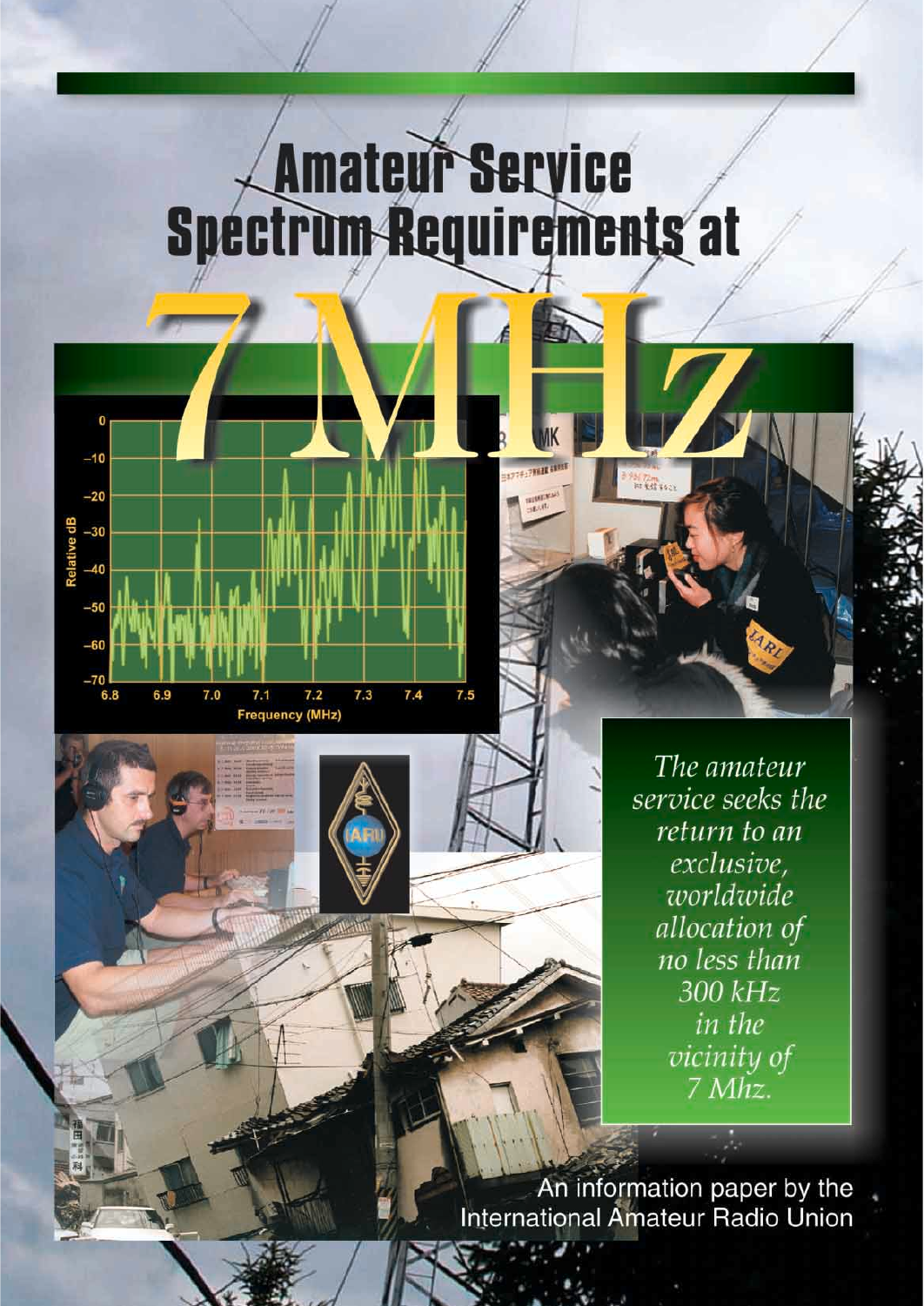# Amateur Service Spectrum Requirements at 7 MHz

*The amateur service seeks the return to an exclusive, worldwide allocation of no less than 300 kHz in the vicinity of 7 Mhz.*

An information paper by the International Amateur Radio Union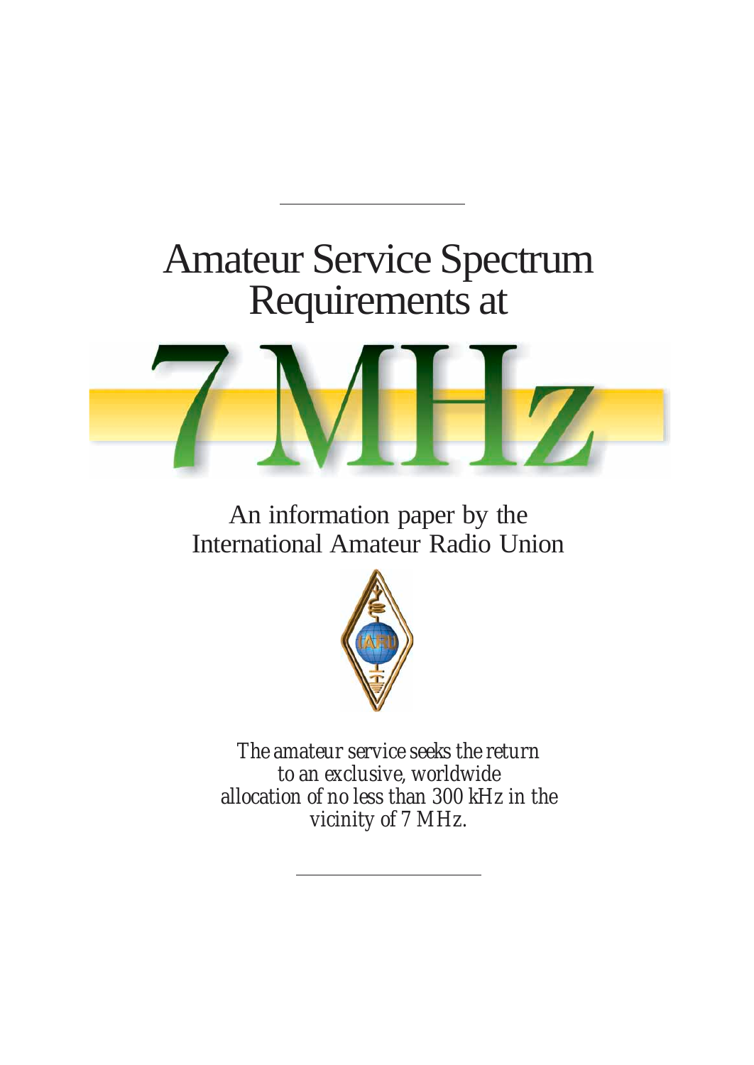# Amateur Service Spectrum Requirements at 7 MHz

An information paper by the International Amateur Radio Union

*The amateur service seeks the return to an exclusive, worldwide allocation of no less than 300 kHz in the vicinity of 7 MHz.*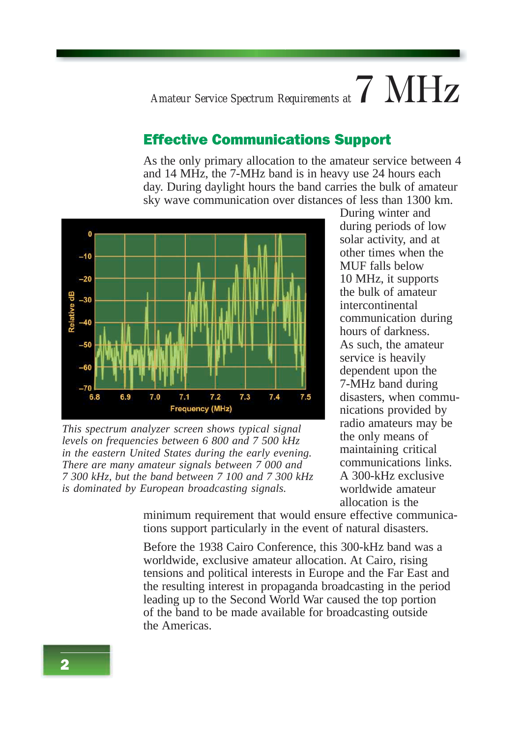## Effective Communications Support

As the only primary allocation to the amateur service between 4 and 14 MHz, the 7-MHz band is in heavy use 24 hours each day. During daylight hours the band carries the bulk of amateur sky wave communication over distances of less than 1300 km. During winter and during periods of low solar activity, and at other times when the MUF falls below 10 MHz, it supports the bulk of amateur intercontinental communication during hours of darkness. As such, the amateur service is heavily dependent upon the 7-MHz band during disasters, when communications provided by radio amateurs may be the only means of maintaining critical communications links. A 300-kHz exclusive worldwide amateur allocation is the minimum requirement that would ensure effective communications support particularly in the event of natural disasters.

*This spectrum analyzer screen shows typical signal levels on frequencies between 6 800 and 7 500 kHz in the eastern United States during the early evening. There are many amateur signals between 7 000 and 7 300 kHz, but the band between 7 100 and 7 300 kHz is dominated by European broadcasting signals.*

Before the 1938 Cairo Conference, this 300-kHz band was a worldwide, exclusive amateur allocation. At Cairo, rising tensions and political interests in Europe and the Far East and the resulting interest in propaganda broadcasting in the period leading up to the Second World War caused the top portion of the band to be made available for broadcasting outside the Americas.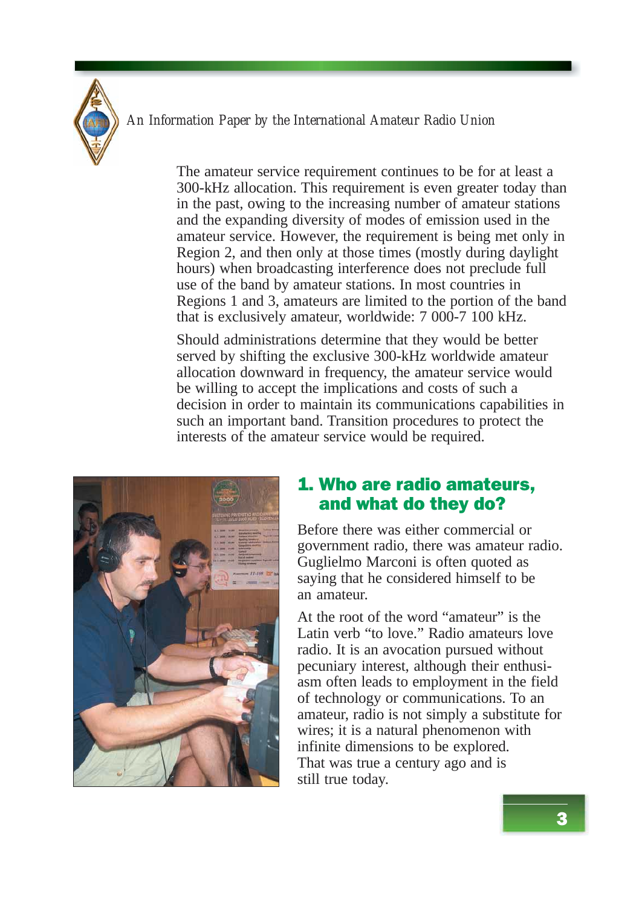The amateur service requirement continues to be for at least a 300-kHz allocation. This requirement is even greater today than in the past, owing to the increasing number of amateur stations and the expanding diversity of modes of emission used in the amateur service. However, the requirement is being met only in Region 2, and then only at those times (mostly during daylight hours) when broadcasting interference does not preclude full use of the band by amateur stations. In most countries in Regions 1 and 3, amateurs are limited to the portion of the band that is exclusively amateur, worldwide: 7 000-7 100 kHz.

Should administrations determine that they would be better served by shifting the exclusive 300-kHz worldwide amateur allocation downward in frequency, the amateur service would be willing to accept the implications and costs of such a decision in order to maintain its communications capabilities in such an important band. Transition procedures to protect the interests of the amateur service would be required.

## 1. Who are radio amateurs, and what do they do?

Before there was either commercial or government radio, there was amateur radio. Guglielmo Marconi is often quoted as saying that he considered himself to be an amateur.

At the root of the word "amateur" is the Latin verb "to love." Radio amateurs love radio. It is an avocation pursued without pecuniary interest, although their enthusiasm often leads to employment in the field of technology or communications. To an amateur, radio is not simply a substitute for wires; it is a natural phenomenon with infinite dimensions to be explored. That was true a century ago and is still true today.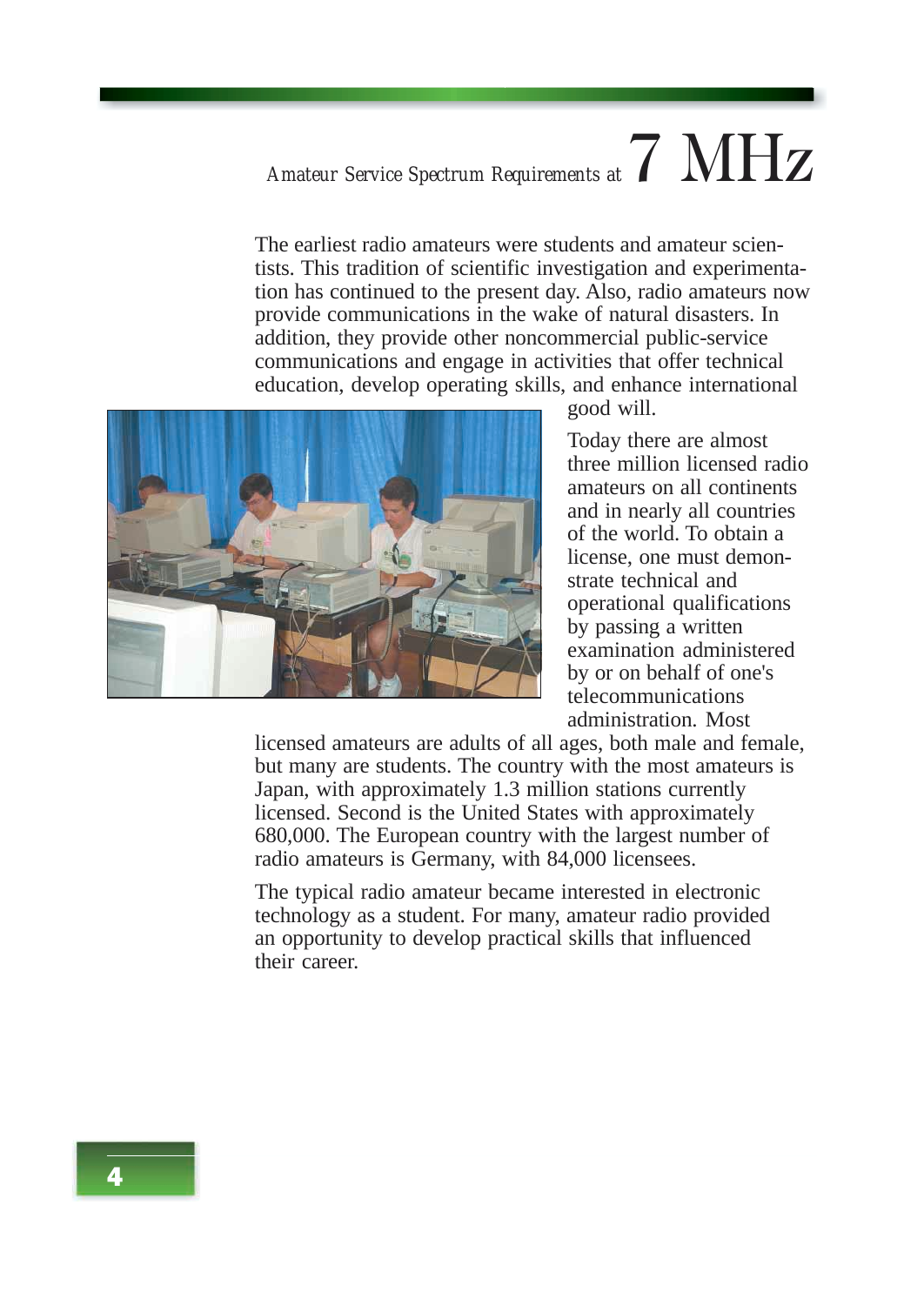The earliest radio amateurs were students and amateur scientists. This tradition of scientific investigation and experimentation has continued to the present day. Also, radio amateurs now provide communications in the wake of natural disasters. In addition, they provide other noncommercial public-service communications and engage in activities that offer technical education, develop operating skills, and enhance international good will.

Today there are almost three million licensed radio amateurs on all continents and in nearly all countries of the world. To obtain a license, one must demonstrate technical and operational qualifications by passing a written examination administered by or on behalf of one's telecommunications administration. Most licensed amateurs are adults of all ages, both male and female, but many are students. The country with the most amateurs is Japan, with approximately 1.3 million stations currently licensed. Second is the United States with approximately 680,000. The European country with the largest number of radio amateurs is Germany, with 84,000 licensees.

The typical radio amateur became interested in electronic technology as a student. For many, amateur radio provided an opportunity to develop practical skills that influenced their career.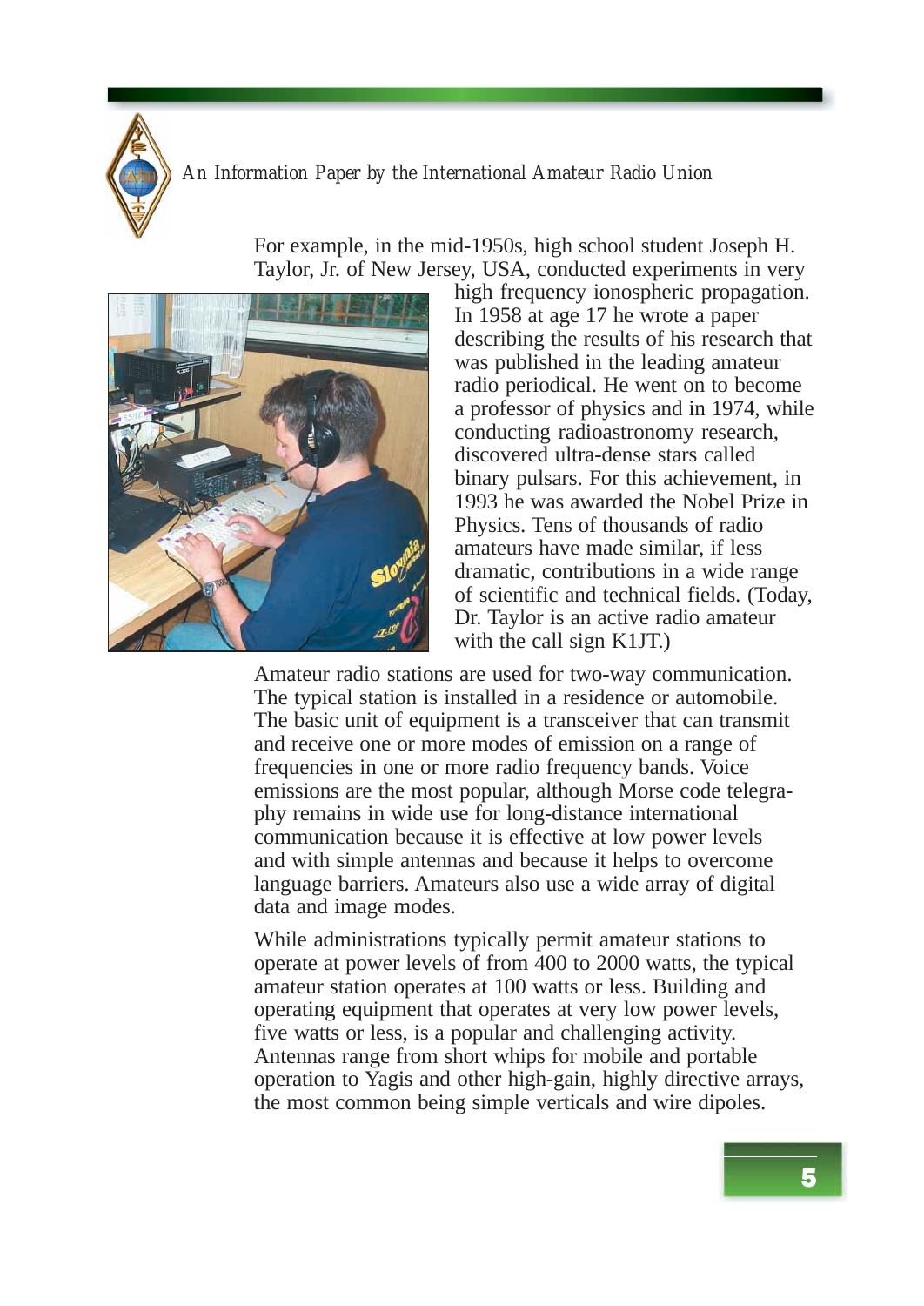For example, in the mid-1950s, high school student Joseph H. Taylor, Jr. of New Jersey, USA, conducted experiments in very high frequency ionospheric propagation. In 1958 at age 17 he wrote a paper describing the results of his research that was published in the leading amateur radio periodical. He went on to become a professor of physics and in 1974, while conducting radioastronomy research, discovered ultra-dense stars called binary pulsars. For this achievement, in 1993 he was awarded the Nobel Prize in Physics. Tens of thousands of radio amateurs have made similar, if less dramatic, contributions in a wide range of scientific and technical fields. (Today, Dr. Taylor is an active radio amateur with the call sign K1JT.)

Amateur radio stations are used for two-way communication. The typical station is installed in a residence or automobile. The basic unit of equipment is a transceiver that can transmit and receive one or more modes of emission on a range of frequencies in one or more radio frequency bands. Voice emissions are the most popular, although Morse code telegraphy remains in wide use for long-distance international communication because it is effective at low power levels and with simple antennas and because it helps to overcome language barriers. Amateurs also use a wide array of digital data and image modes.

While administrations typically permit amateur stations to operate at power levels of from 400 to 2000 watts, the typical amateur station operates at 100 watts or less. Building and operating equipment that operates at very low power levels, five watts or less, is a popular and challenging activity. Antennas range from short whips for mobile and portable operation to Yagis and other high-gain, highly directive arrays, the most common being simple verticals and wire dipoles.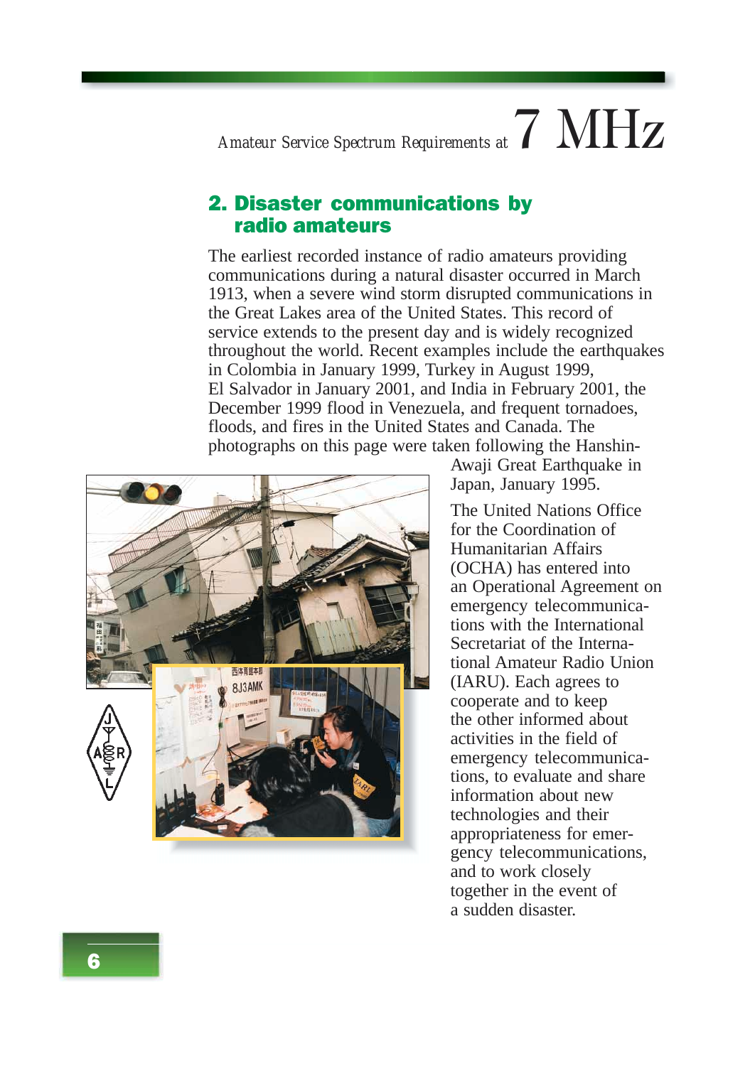## 2. Disaster communications by radio amateurs

The earliest recorded instance of radio amateurs providing communications during a natural disaster occurred in March 1913, when a severe wind storm disrupted communications in the Great Lakes area of the United States. This record of service extends to the present day and is widely recognized throughout the world. Recent examples include the earthquakes in Colombia in January 1999, Turkey in August 1999, El Salvador in January 2001, and India in February 2001, the December 1999 flood in Venezuela, and frequent tornadoes, floods, and fires in the United States and Canada. The photographs on this page were taken following the Hanshin-Awaji Great Earthquake in Japan, January 1995.

The United Nations Office for the Coordination of Humanitarian Affairs (OCHA) has entered into an Operational Agreement on emergency telecommunications with the International Secretariat of the International Amateur Radio Union (IARU). Each agrees to cooperate and to keep the other informed about activities in the field of emergency telecommunications, to evaluate and share information about new technologies and their appropriateness for emergency telecommunications, and to work closely together in the event of a sudden disaster.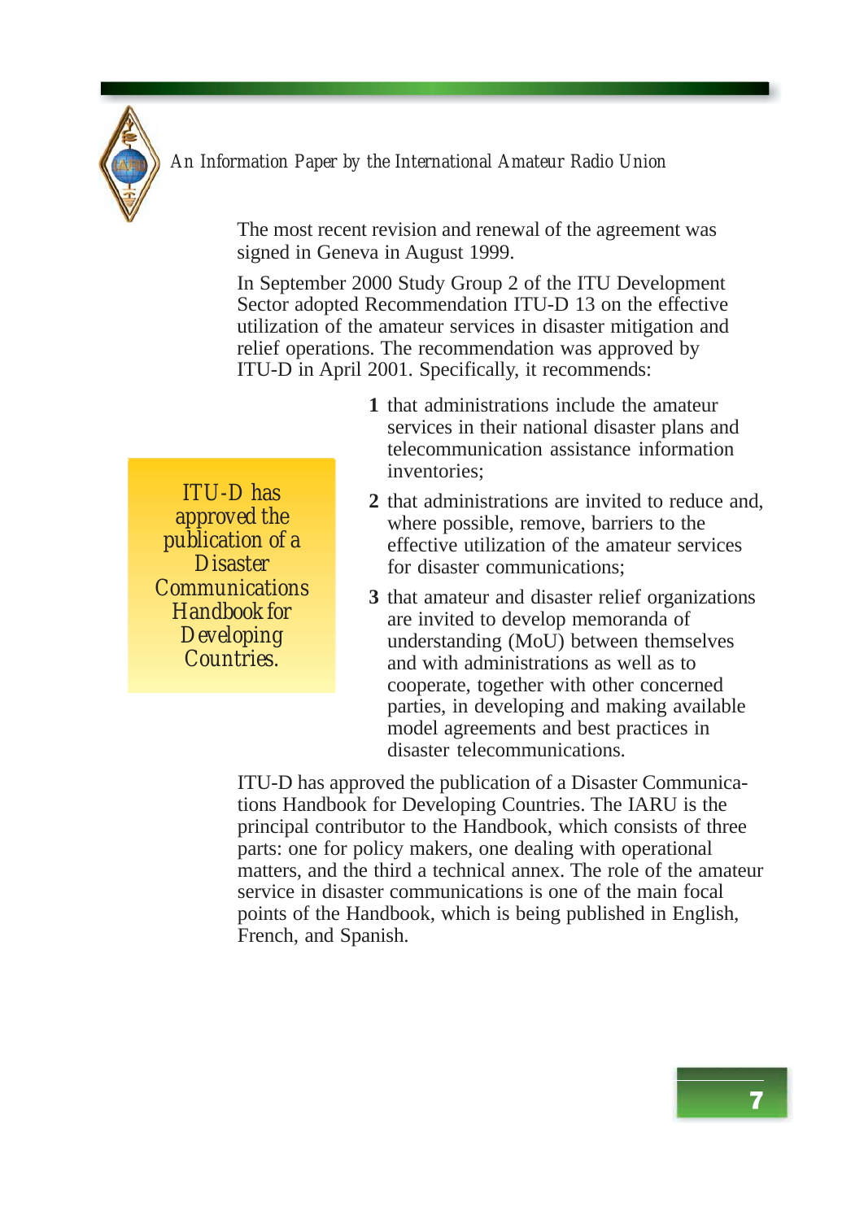The most recent revision and renewal of the agreement was signed in Geneva in August 1999.

In September 2000 Study Group 2 of the ITU Development Sector adopted Recommendation ITU-D 13 on the effective utilization of the amateur services in disaster mitigation and relief operations. The recommendation was approved by ITU-D in April 2001. Specifically, it recommends:

> ITU-D has approved the publication of a Disaster Communications Handbook for Developing Countries.

1. that administrations include the amateur services in their national disaster plans and telecommunication assistance information inventories;
2. that administrations are invited to reduce and, where possible, remove, barriers to the effective utilization of the amateur services for disaster communications;
3. that amateur and disaster relief organizations are invited to develop memoranda of understanding (MoU) between themselves and with administrations as well as to cooperate, together with other concerned parties, in developing and making available model agreements and best practices in disaster telecommunications.

ITU-D has approved the publication of a Disaster Communications Handbook for Developing Countries. The IARU is the principal contributor to the Handbook, which consists of three parts: one for policy makers, one dealing with operational matters, and the third a technical annex. The role of the amateur service in disaster communications is one of the main focal points of the Handbook, which is being published in English, French, and Spanish.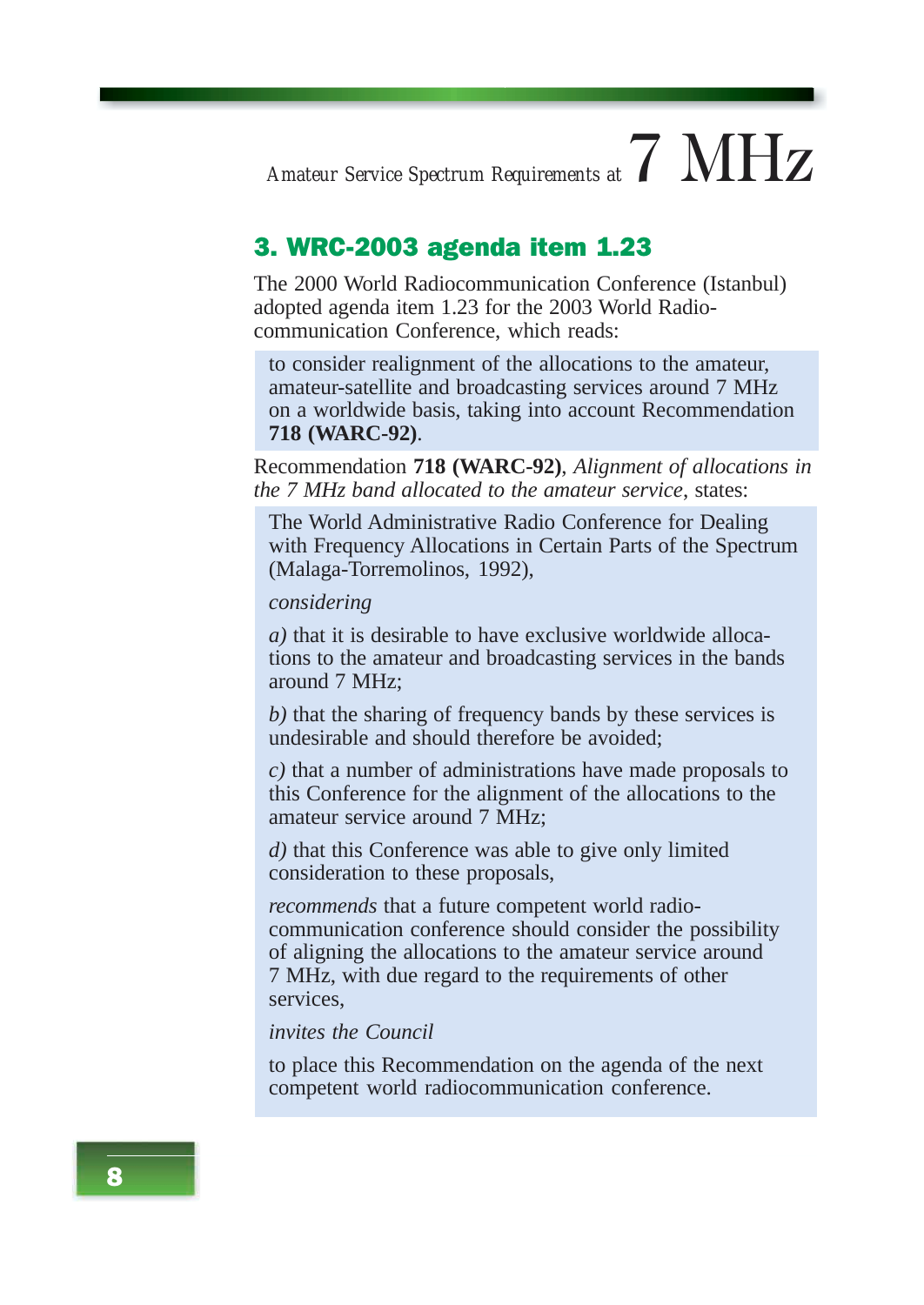## 3. WRC-2003 agenda item 1.23

The 2000 World Radiocommunication Conference (Istanbul) adopted agenda item 1.23 for the 2003 World Radio-communication Conference, which reads:

> to consider realignment of the allocations to the amateur, amateur-satellite and broadcasting services around 7 MHz on a worldwide basis, taking into account Recommendation **718 (WARC-92)**.

Recommendation **718 (WARC-92)**, *Alignment of allocations in the 7 MHz band allocated to the amateur service*, states:

> The World Administrative Radio Conference for Dealing with Frequency Allocations in Certain Parts of the Spectrum (Malaga-Torremolinos, 1992),
>
> *considering*
>
> *a)* that it is desirable to have exclusive worldwide allocations to the amateur and broadcasting services in the bands around 7 MHz;
>
> *b)* that the sharing of frequency bands by these services is undesirable and should therefore be avoided;
>
> *c)* that a number of administrations have made proposals to this Conference for the alignment of the allocations to the amateur service around 7 MHz;
>
> *d)* that this Conference was able to give only limited consideration to these proposals,
>
> *recommends* that a future competent world radio-communication conference should consider the possibility of aligning the allocations to the amateur service around 7 MHz, with due regard to the requirements of other services,
>
> *invites the Council*
>
> to place this Recommendation on the agenda of the next competent world radiocommunication conference.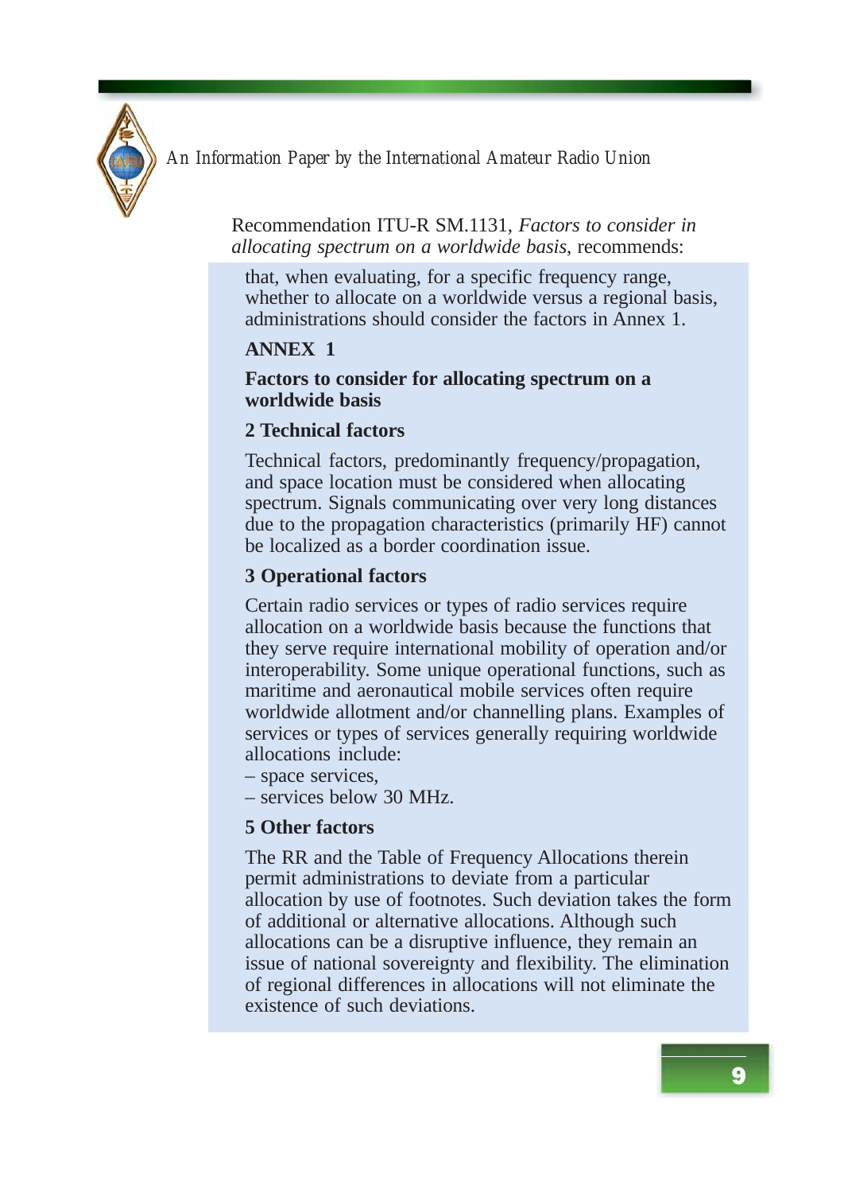Recommendation ITU-R SM.1131, *Factors to consider in allocating spectrum on a worldwide basis*, recommends:

> that, when evaluating, for a specific frequency range, whether to allocate on a worldwide versus a regional basis, administrations should consider the factors in Annex 1.
>
> **ANNEX 1**
>
> **Factors to consider for allocating spectrum on a worldwide basis**
>
> **2 Technical factors**
>
> Technical factors, predominantly frequency/propagation, and space location must be considered when allocating spectrum. Signals communicating over very long distances due to the propagation characteristics (primarily HF) cannot be localized as a border coordination issue.
>
> **3 Operational factors**
>
> Certain radio services or types of radio services require allocation on a worldwide basis because the functions that they serve require international mobility of operation and/or interoperability. Some unique operational functions, such as maritime and aeronautical mobile services often require worldwide allotment and/or channelling plans. Examples of services or types of services generally requiring worldwide allocations include:
>
> – space services,
>
> – services below 30 MHz.
>
> **5 Other factors**
>
> The RR and the Table of Frequency Allocations therein permit administrations to deviate from a particular allocation by use of footnotes. Such deviation takes the form of additional or alternative allocations. Although such allocations can be a disruptive influence, they remain an issue of national sovereignty and flexibility. The elimination of regional differences in allocations will not eliminate the existence of such deviations.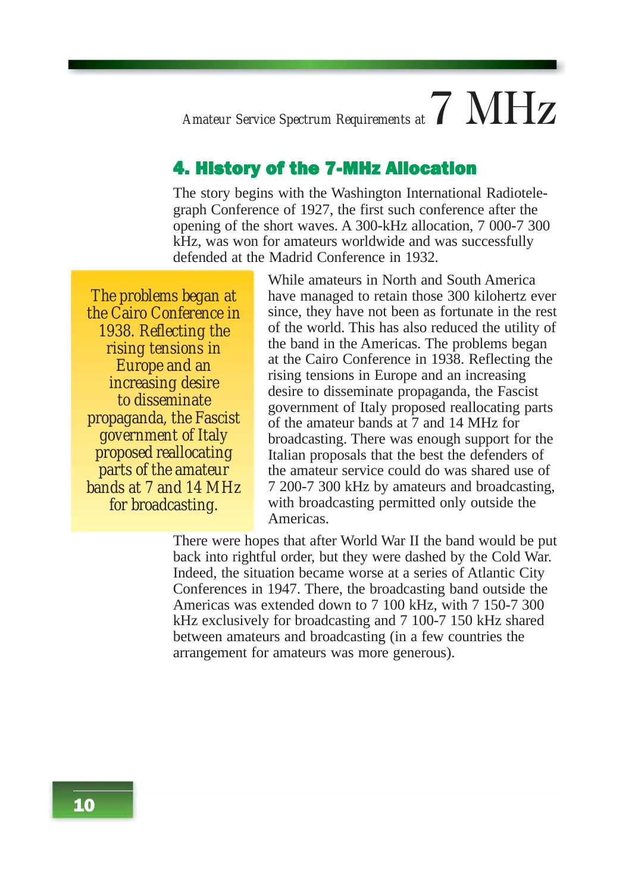## 4. History of the 7-MHz Allocation

The story begins with the Washington International Radiotelegraph Conference of 1927, the first such conference after the opening of the short waves. A 300-kHz allocation, 7 000-7 300 kHz, was won for amateurs worldwide and was successfully defended at the Madrid Conference in 1932.

> The problems began at the Cairo Conference in 1938. Reflecting the rising tensions in Europe and an increasing desire to disseminate propaganda, the Fascist government of Italy proposed reallocating parts of the amateur bands at 7 and 14 MHz for broadcasting.

While amateurs in North and South America have managed to retain those 300 kilohertz ever since, they have not been as fortunate in the rest of the world. This has also reduced the utility of the band in the Americas. The problems began at the Cairo Conference in 1938. Reflecting the rising tensions in Europe and an increasing desire to disseminate propaganda, the Fascist government of Italy proposed reallocating parts of the amateur bands at 7 and 14 MHz for broadcasting. There was enough support for the Italian proposals that the best the defenders of the amateur service could do was shared use of 7 200-7 300 kHz by amateurs and broadcasting, with broadcasting permitted only outside the Americas.

There were hopes that after World War II the band would be put back into rightful order, but they were dashed by the Cold War. Indeed, the situation became worse at a series of Atlantic City Conferences in 1947. There, the broadcasting band outside the Americas was extended down to 7 100 kHz, with 7 150-7 300 kHz exclusively for broadcasting and 7 100-7 150 kHz shared between amateurs and broadcasting (in a few countries the arrangement for amateurs was more generous).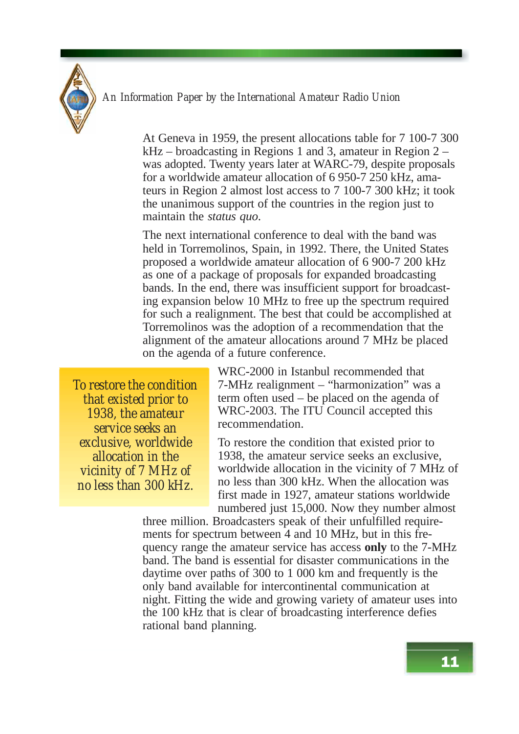At Geneva in 1959, the present allocations table for 7 100-7 300 kHz – broadcasting in Regions 1 and 3, amateur in Region 2 – was adopted. Twenty years later at WARC-79, despite proposals for a worldwide amateur allocation of 6 950-7 250 kHz, amateurs in Region 2 almost lost access to 7 100-7 300 kHz; it took the unanimous support of the countries in the region just to maintain the *status quo*.

The next international conference to deal with the band was held in Torremolinos, Spain, in 1992. There, the United States proposed a worldwide amateur allocation of 6 900-7 200 kHz as one of a package of proposals for expanded broadcasting bands. In the end, there was insufficient support for broadcasting expansion below 10 MHz to free up the spectrum required for such a realignment. The best that could be accomplished at Torremolinos was the adoption of a recommendation that the alignment of the amateur allocations around 7 MHz be placed on the agenda of a future conference.

> To restore the condition that existed prior to 1938, the amateur service seeks an exclusive, worldwide allocation in the vicinity of 7 MHz of no less than 300 kHz.

WRC-2000 in Istanbul recommended that 7-MHz realignment – "harmonization" was a term often used – be placed on the agenda of WRC-2003. The ITU Council accepted this recommendation.

To restore the condition that existed prior to 1938, the amateur service seeks an exclusive, worldwide allocation in the vicinity of 7 MHz of no less than 300 kHz. When the allocation was first made in 1927, amateur stations worldwide numbered just 15,000. Now they number almost three million. Broadcasters speak of their unfulfilled requirements for spectrum between 4 and 10 MHz, but in this frequency range the amateur service has access **only** to the 7-MHz band. The band is essential for disaster communications in the daytime over paths of 300 to 1 000 km and frequently is the only band available for intercontinental communication at night. Fitting the wide and growing variety of amateur uses into the 100 kHz that is clear of broadcasting interference defies rational band planning.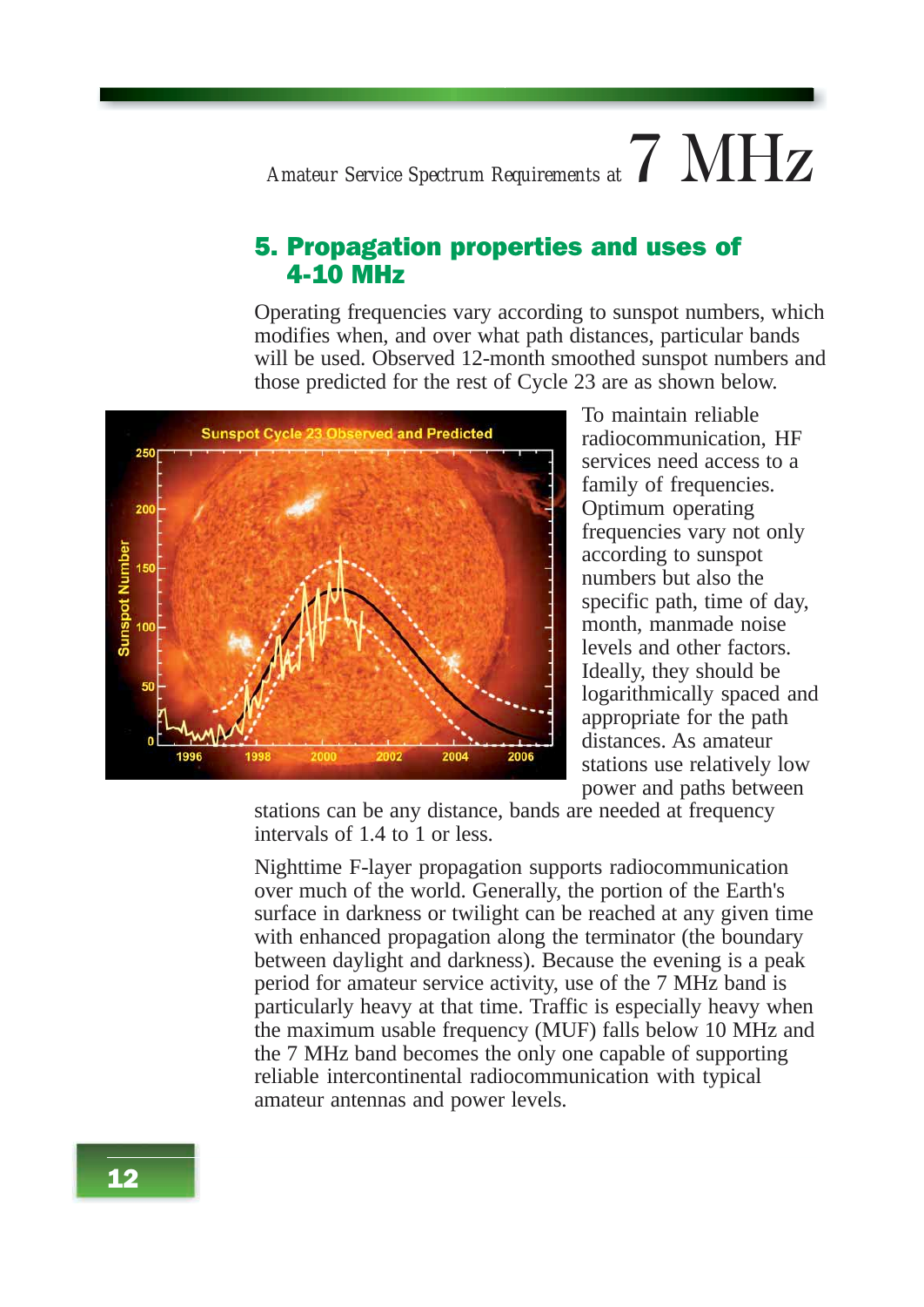## 5. Propagation properties and uses of 4-10 MHz

Operating frequencies vary according to sunspot numbers, which modifies when, and over what path distances, particular bands will be used. Observed 12-month smoothed sunspot numbers and those predicted for the rest of Cycle 23 are as shown below.

To maintain reliable radiocommunication, HF services need access to a family of frequencies. Optimum operating frequencies vary not only according to sunspot numbers but also the specific path, time of day, month, manmade noise levels and other factors. Ideally, they should be logarithmically spaced and appropriate for the path distances. As amateur stations use relatively low power and paths between stations can be any distance, bands are needed at frequency intervals of 1.4 to 1 or less.

Nighttime F-layer propagation supports radiocommunication over much of the world. Generally, the portion of the Earth's surface in darkness or twilight can be reached at any given time with enhanced propagation along the terminator (the boundary between daylight and darkness). Because the evening is a peak period for amateur service activity, use of the 7 MHz band is particularly heavy at that time. Traffic is especially heavy when the maximum usable frequency (MUF) falls below 10 MHz and the 7 MHz band becomes the only one capable of supporting reliable intercontinental radiocommunication with typical amateur antennas and power levels.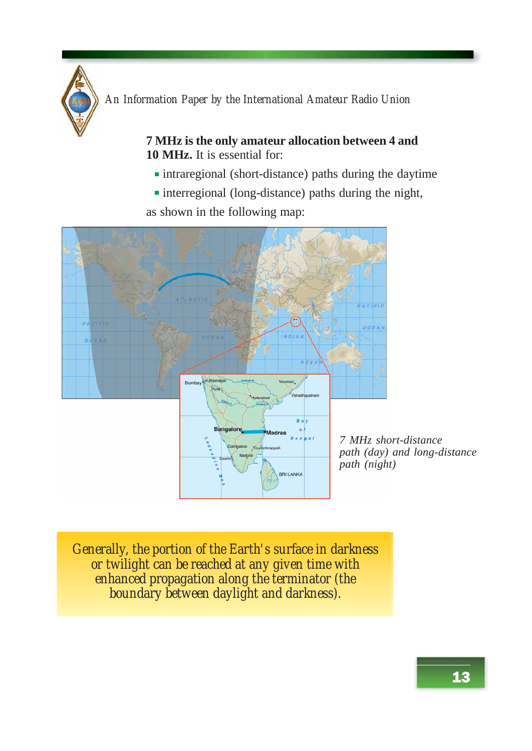**7 MHz is the only amateur allocation between 4 and 10 MHz.** It is essential for:

- intraregional (short-distance) paths during the daytime
- interregional (long-distance) paths during the night,

as shown in the following map:

*7 MHz short-distance path (day) and long-distance path (night)*

Generally, the portion of the Earth's surface in darkness or twilight can be reached at any given time with enhanced propagation along the terminator (the boundary between daylight and darkness).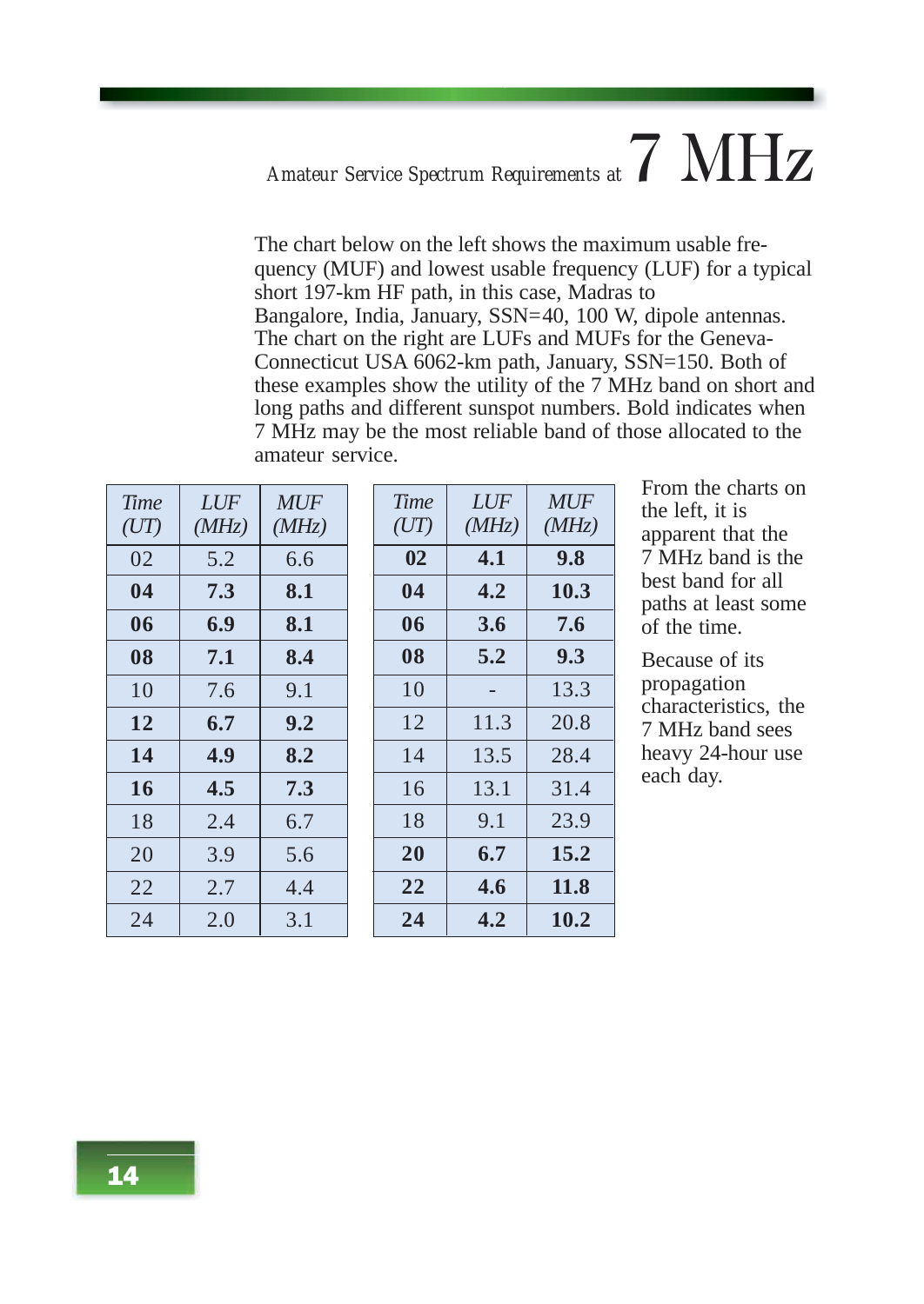# *Amateur Service Spectrum Requirements at* 7 MHz

The chart below on the left shows the maximum usable frequency (MUF) and lowest usable frequency (LUF) for a typical short 197-km HF path, in this case, Madras to Bangalore, India, January, SSN=40, 100 W, dipole antennas. The chart on the right are LUFs and MUFs for the Geneva-Connecticut USA 6062-km path, January, SSN=150. Both of these examples show the utility of the 7 MHz band on short and long paths and different sunspot numbers. Bold indicates when 7 MHz may be the most reliable band of those allocated to the amateur service.

| *Time (UT)* | *LUF (MHz)* | *MUF (MHz)* |
|---|---|---|
| 02 | 5.2 | 6.6 |
| **04** | **7.3** | **8.1** |
| **06** | **6.9** | **8.1** |
| **08** | **7.1** | **8.4** |
| 10 | 7.6 | 9.1 |
| **12** | **6.7** | **9.2** |
| **14** | **4.9** | **8.2** |
| **16** | **4.5** | **7.3** |
| 18 | 2.4 | 6.7 |
| 20 | 3.9 | 5.6 |
| 22 | 2.7 | 4.4 |
| 24 | 2.0 | 3.1 |

| *Time (UT)* | *LUF (MHz)* | *MUF (MHz)* |
|---|---|---|
| **02** | **4.1** | **9.8** |
| **04** | **4.2** | **10.3** |
| **06** | **3.6** | **7.6** |
| **08** | **5.2** | **9.3** |
| 10 | - | 13.3 |
| 12 | 11.3 | 20.8 |
| 14 | 13.5 | 28.4 |
| 16 | 13.1 | 31.4 |
| 18 | 9.1 | 23.9 |
| **20** | **6.7** | **15.2** |
| **22** | **4.6** | **11.8** |
| **24** | **4.2** | **10.2** |

From the charts on the left, it is apparent that the 7 MHz band is the best band for all paths at least some of the time.

Because of its propagation characteristics, the 7 MHz band sees heavy 24-hour use each day.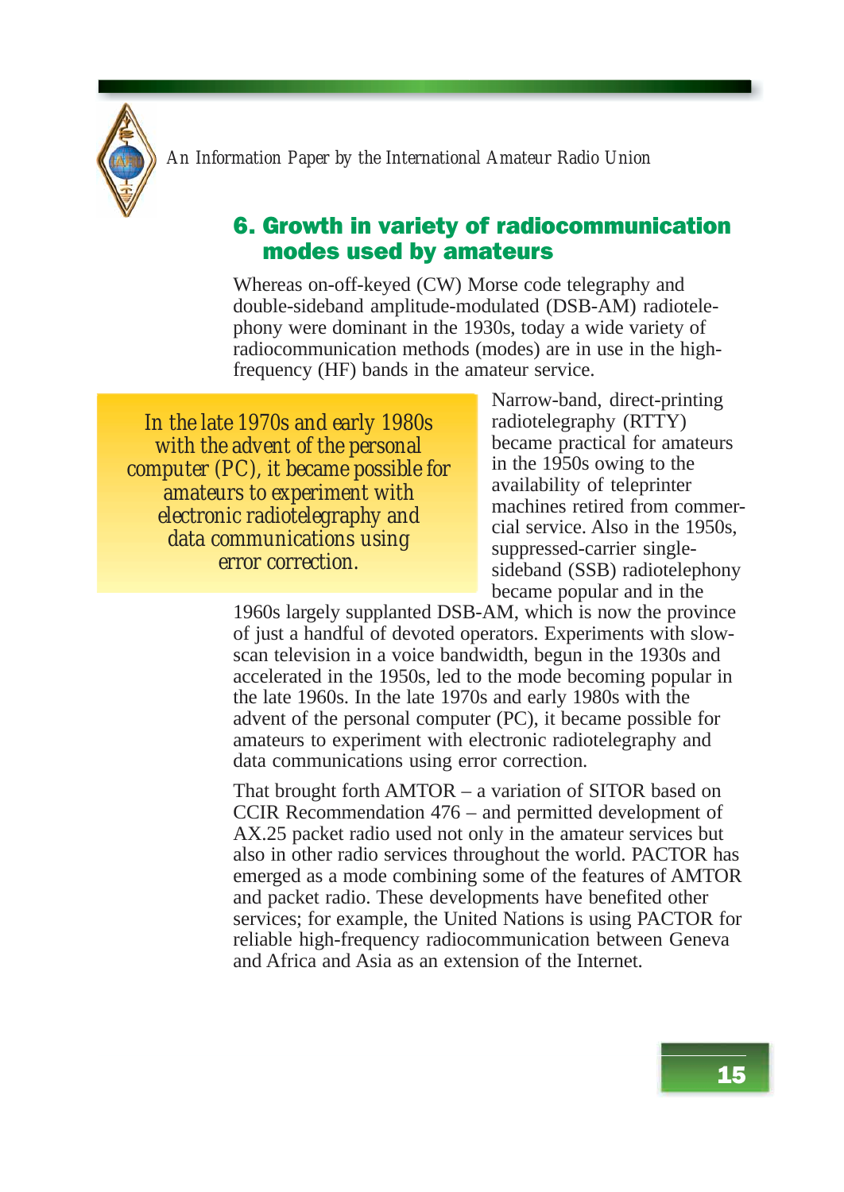## 6. Growth in variety of radiocommunication modes used by amateurs

Whereas on-off-keyed (CW) Morse code telegraphy and double-sideband amplitude-modulated (DSB-AM) radiotelephony were dominant in the 1930s, today a wide variety of radiocommunication methods (modes) are in use in the high-frequency (HF) bands in the amateur service.

> In the late 1970s and early 1980s with the advent of the personal computer (PC), it became possible for amateurs to experiment with electronic radiotelegraphy and data communications using error correction.

Narrow-band, direct-printing radiotelegraphy (RTTY) became practical for amateurs in the 1950s owing to the availability of teleprinter machines retired from commercial service. Also in the 1950s, suppressed-carrier single-sideband (SSB) radiotelephony became popular and in the 1960s largely supplanted DSB-AM, which is now the province of just a handful of devoted operators. Experiments with slow-scan television in a voice bandwidth, begun in the 1930s and accelerated in the 1950s, led to the mode becoming popular in the late 1960s. In the late 1970s and early 1980s with the advent of the personal computer (PC), it became possible for amateurs to experiment with electronic radiotelegraphy and data communications using error correction.

That brought forth AMTOR – a variation of SITOR based on CCIR Recommendation 476 – and permitted development of AX.25 packet radio used not only in the amateur services but also in other radio services throughout the world. PACTOR has emerged as a mode combining some of the features of AMTOR and packet radio. These developments have benefited other services; for example, the United Nations is using PACTOR for reliable high-frequency radiocommunication between Geneva and Africa and Asia as an extension of the Internet.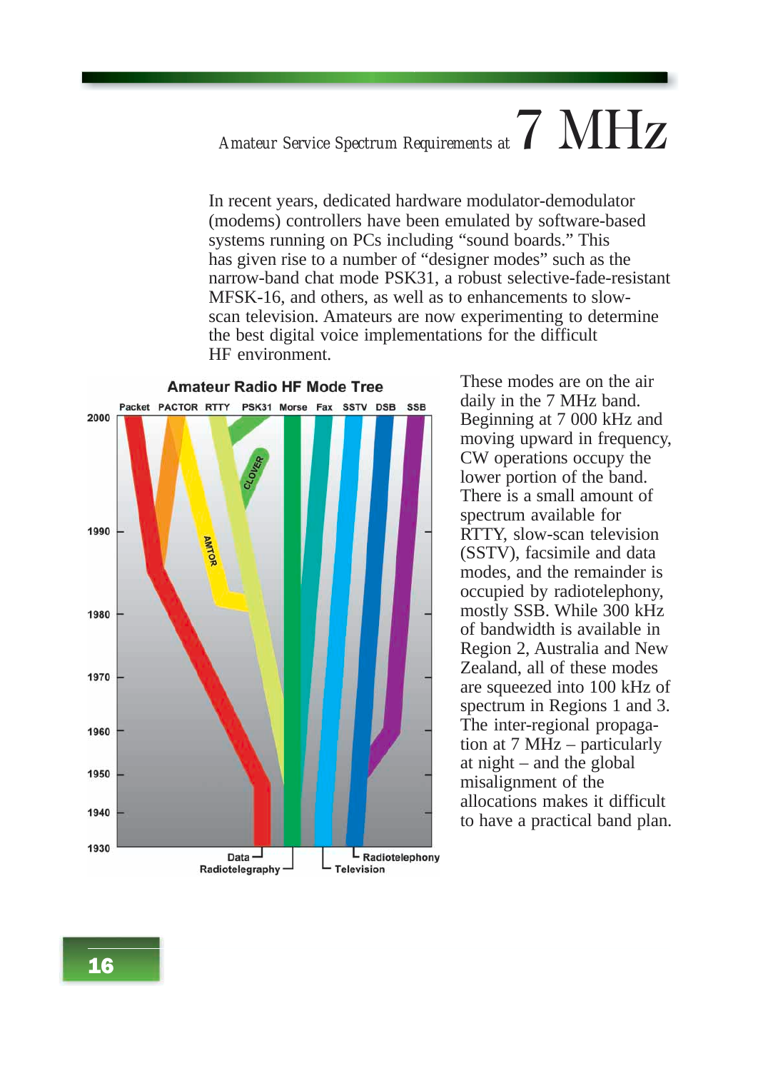# Amateur Service Spectrum Requirements at 7 MHz

In recent years, dedicated hardware modulator-demodulator (modems) controllers have been emulated by software-based systems running on PCs including "sound boards." This has given rise to a number of "designer modes" such as the narrow-band chat mode PSK31, a robust selective-fade-resistant MFSK-16, and others, as well as to enhancements to slow-scan television. Amateurs are now experimenting to determine the best digital voice implementations for the difficult HF environment.

**Amateur Radio HF Mode Tree**

Packet PACTOR RTTY PSK31 Morse Fax SSTV DSB SSB

CLOVER AMTOR

2000 1990 1980 1970 1960 1950 1940 1930

Data Radiotelegraphy Radiotelephony Television

These modes are on the air daily in the 7 MHz band. Beginning at 7 000 kHz and moving upward in frequency, CW operations occupy the lower portion of the band. There is a small amount of spectrum available for RTTY, slow-scan television (SSTV), facsimile and data modes, and the remainder is occupied by radiotelephony, mostly SSB. While 300 kHz of bandwidth is available in Region 2, Australia and New Zealand, all of these modes are squeezed into 100 kHz of spectrum in Regions 1 and 3. The inter-regional propagation at 7 MHz – particularly at night – and the global misalignment of the allocations makes it difficult to have a practical band plan.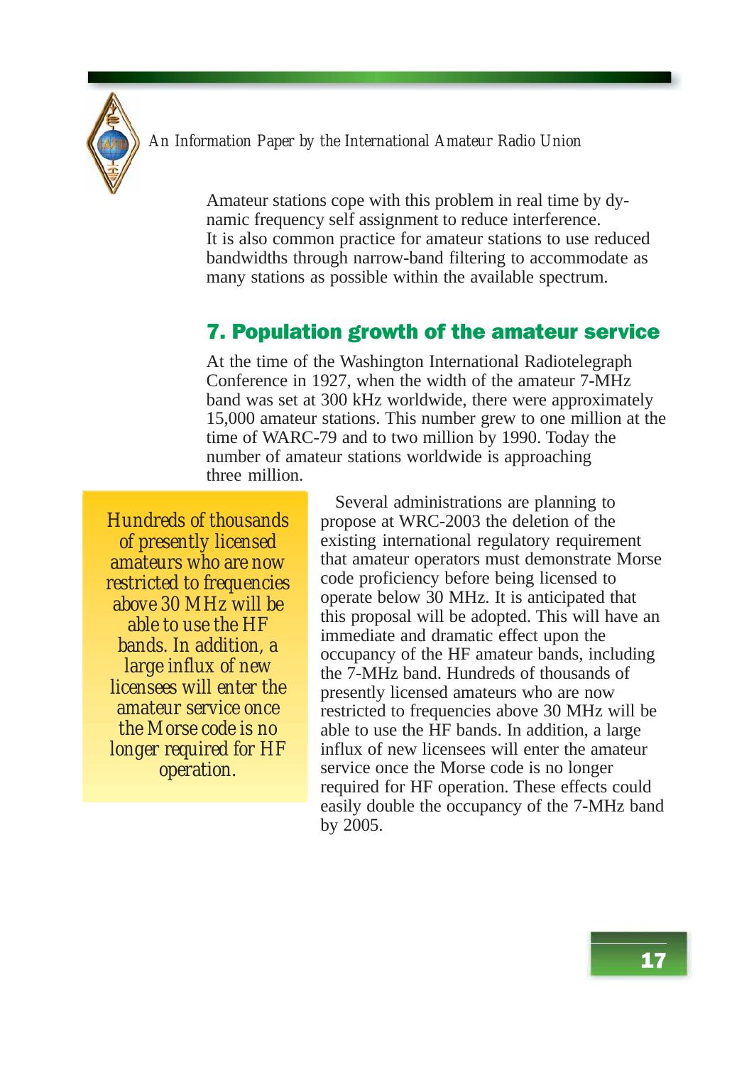Amateur stations cope with this problem in real time by dynamic frequency self assignment to reduce interference. It is also common practice for amateur stations to use reduced bandwidths through narrow-band filtering to accommodate as many stations as possible within the available spectrum.

## 7. Population growth of the amateur service

At the time of the Washington International Radiotelegraph Conference in 1927, when the width of the amateur 7-MHz band was set at 300 kHz worldwide, there were approximately 15,000 amateur stations. This number grew to one million at the time of WARC-79 and to two million by 1990. Today the number of amateur stations worldwide is approaching three million.

> Hundreds of thousands of presently licensed amateurs who are now restricted to frequencies above 30 MHz will be able to use the HF bands. In addition, a large influx of new licensees will enter the amateur service once the Morse code is no longer required for HF operation.

Several administrations are planning to propose at WRC-2003 the deletion of the existing international regulatory requirement that amateur operators must demonstrate Morse code proficiency before being licensed to operate below 30 MHz. It is anticipated that this proposal will be adopted. This will have an immediate and dramatic effect upon the occupancy of the HF amateur bands, including the 7-MHz band. Hundreds of thousands of presently licensed amateurs who are now restricted to frequencies above 30 MHz will be able to use the HF bands. In addition, a large influx of new licensees will enter the amateur service once the Morse code is no longer required for HF operation. These effects could easily double the occupancy of the 7-MHz band by 2005.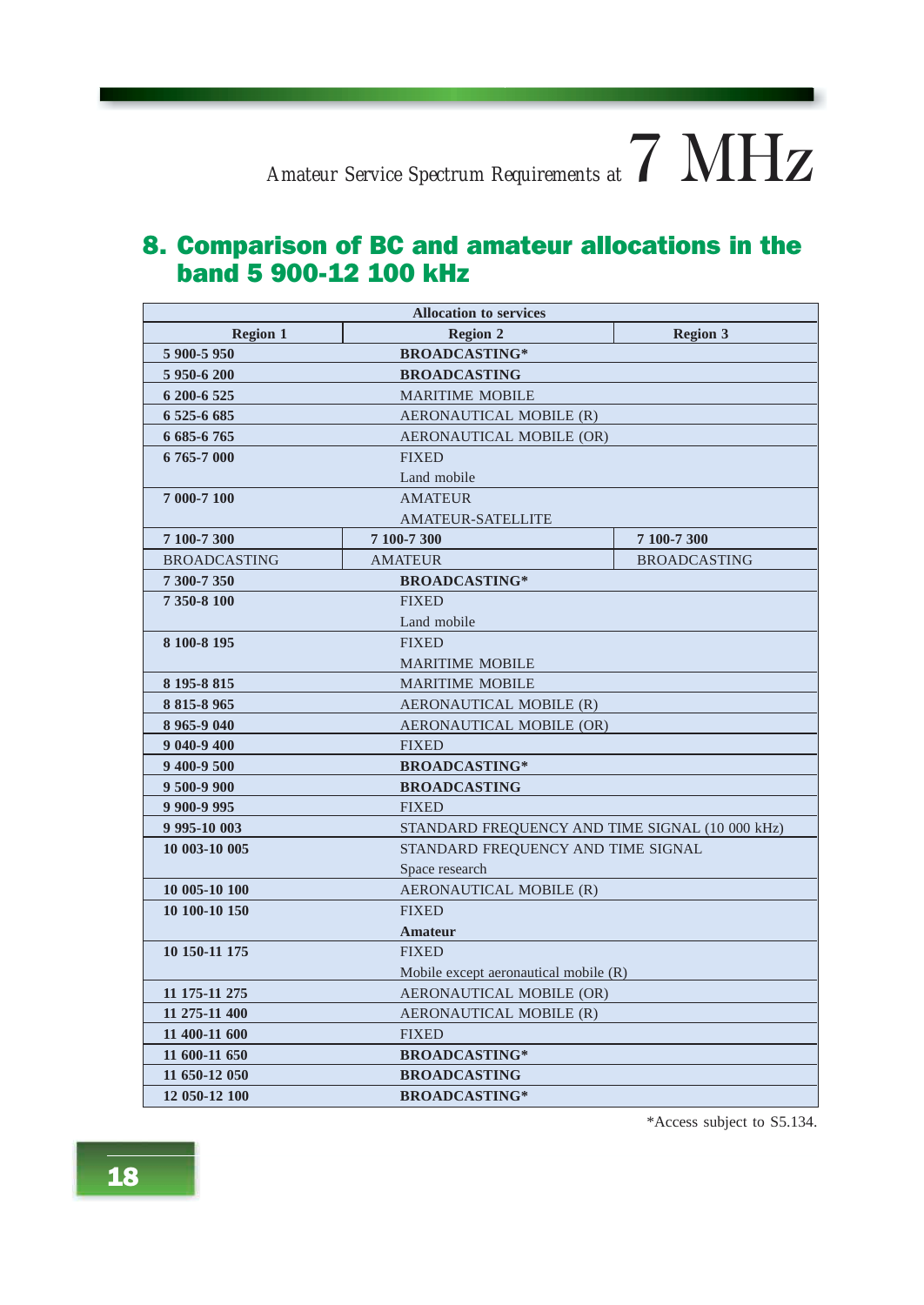## 8. Comparison of BC and amateur allocations in the band 5 900-12 100 kHz

| Allocation to services | | |
|---|---|---|
| **Region 1** | **Region 2** | **Region 3** |
| **5 900-5 950** | **BROADCASTING*** | |
| **5 950-6 200** | **BROADCASTING** | |
| **6 200-6 525** | MARITIME MOBILE | |
| **6 525-6 685** | AERONAUTICAL MOBILE (R) | |
| **6 685-6 765** | AERONAUTICAL MOBILE (OR) | |
| **6 765-7 000** | FIXED<br>Land mobile | |
| **7 000-7 100** | AMATEUR<br>AMATEUR-SATELLITE | |
| **7 100-7 300** | **7 100-7 300** | **7 100-7 300** |
| BROADCASTING | AMATEUR | BROADCASTING |
| **7 300-7 350** | **BROADCASTING*** | |
| **7 350-8 100** | FIXED<br>Land mobile | |
| **8 100-8 195** | FIXED<br>MARITIME MOBILE | |
| **8 195-8 815** | MARITIME MOBILE | |
| **8 815-8 965** | AERONAUTICAL MOBILE (R) | |
| **8 965-9 040** | AERONAUTICAL MOBILE (OR) | |
| **9 040-9 400** | FIXED | |
| **9 400-9 500** | **BROADCASTING*** | |
| **9 500-9 900** | **BROADCASTING** | |
| **9 900-9 995** | FIXED | |
| **9 995-10 003** | STANDARD FREQUENCY AND TIME SIGNAL (10 000 kHz) | |
| **10 003-10 005** | STANDARD FREQUENCY AND TIME SIGNAL<br>Space research | |
| **10 005-10 100** | AERONAUTICAL MOBILE (R) | |
| **10 100-10 150** | FIXED<br>**Amateur** | |
| **10 150-11 175** | FIXED<br>Mobile except aeronautical mobile (R) | |
| **11 175-11 275** | AERONAUTICAL MOBILE (OR) | |
| **11 275-11 400** | AERONAUTICAL MOBILE (R) | |
| **11 400-11 600** | FIXED | |
| **11 600-11 650** | **BROADCASTING*** | |
| **11 650-12 050** | **BROADCASTING** | |
| **12 050-12 100** | **BROADCASTING*** | |

*Access subject to S5.134.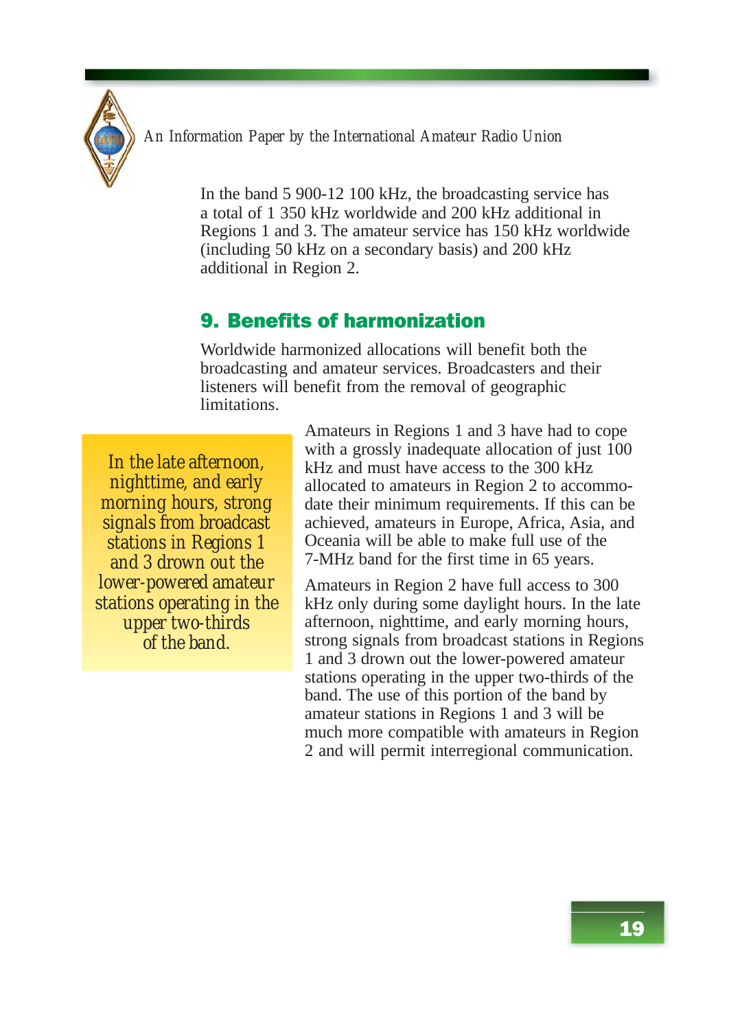In the band 5 900-12 100 kHz, the broadcasting service has a total of 1 350 kHz worldwide and 200 kHz additional in Regions 1 and 3. The amateur service has 150 kHz worldwide (including 50 kHz on a secondary basis) and 200 kHz additional in Region 2.

## 9. Benefits of harmonization

Worldwide harmonized allocations will benefit both the broadcasting and amateur services. Broadcasters and their listeners will benefit from the removal of geographic limitations.

> In the late afternoon, nighttime, and early morning hours, strong signals from broadcast stations in Regions 1 and 3 drown out the lower-powered amateur stations operating in the upper two-thirds of the band.

Amateurs in Regions 1 and 3 have had to cope with a grossly inadequate allocation of just 100 kHz and must have access to the 300 kHz allocated to amateurs in Region 2 to accommodate their minimum requirements. If this can be achieved, amateurs in Europe, Africa, Asia, and Oceania will be able to make full use of the 7-MHz band for the first time in 65 years.

Amateurs in Region 2 have full access to 300 kHz only during some daylight hours. In the late afternoon, nighttime, and early morning hours, strong signals from broadcast stations in Regions 1 and 3 drown out the lower-powered amateur stations operating in the upper two-thirds of the band. The use of this portion of the band by amateur stations in Regions 1 and 3 will be much more compatible with amateurs in Region 2 and will permit interregional communication.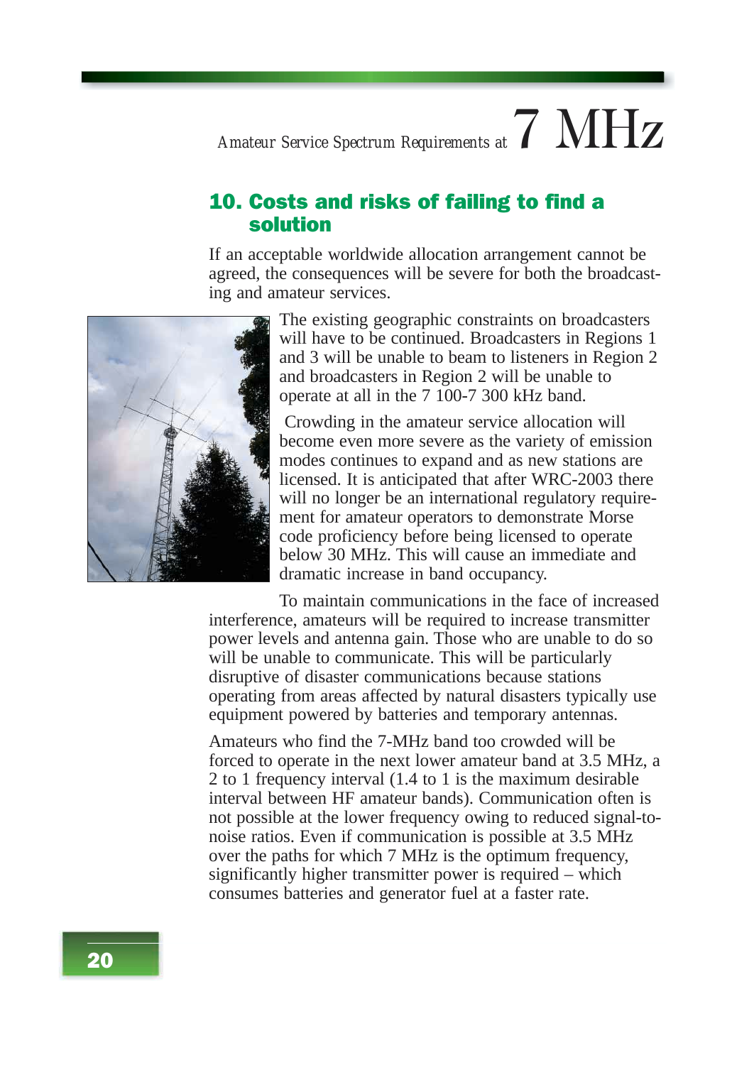## 10. Costs and risks of failing to find a solution

If an acceptable worldwide allocation arrangement cannot be agreed, the consequences will be severe for both the broadcasting and amateur services.

The existing geographic constraints on broadcasters will have to be continued. Broadcasters in Regions 1 and 3 will be unable to beam to listeners in Region 2 and broadcasters in Region 2 will be unable to operate at all in the 7 100-7 300 kHz band.

Crowding in the amateur service allocation will become even more severe as the variety of emission modes continues to expand and as new stations are licensed. It is anticipated that after WRC-2003 there will no longer be an international regulatory requirement for amateur operators to demonstrate Morse code proficiency before being licensed to operate below 30 MHz. This will cause an immediate and dramatic increase in band occupancy.

To maintain communications in the face of increased interference, amateurs will be required to increase transmitter power levels and antenna gain. Those who are unable to do so will be unable to communicate. This will be particularly disruptive of disaster communications because stations operating from areas affected by natural disasters typically use equipment powered by batteries and temporary antennas.

Amateurs who find the 7-MHz band too crowded will be forced to operate in the next lower amateur band at 3.5 MHz, a 2 to 1 frequency interval (1.4 to 1 is the maximum desirable interval between HF amateur bands). Communication often is not possible at the lower frequency owing to reduced signal-to-noise ratios. Even if communication is possible at 3.5 MHz over the paths for which 7 MHz is the optimum frequency, significantly higher transmitter power is required – which consumes batteries and generator fuel at a faster rate.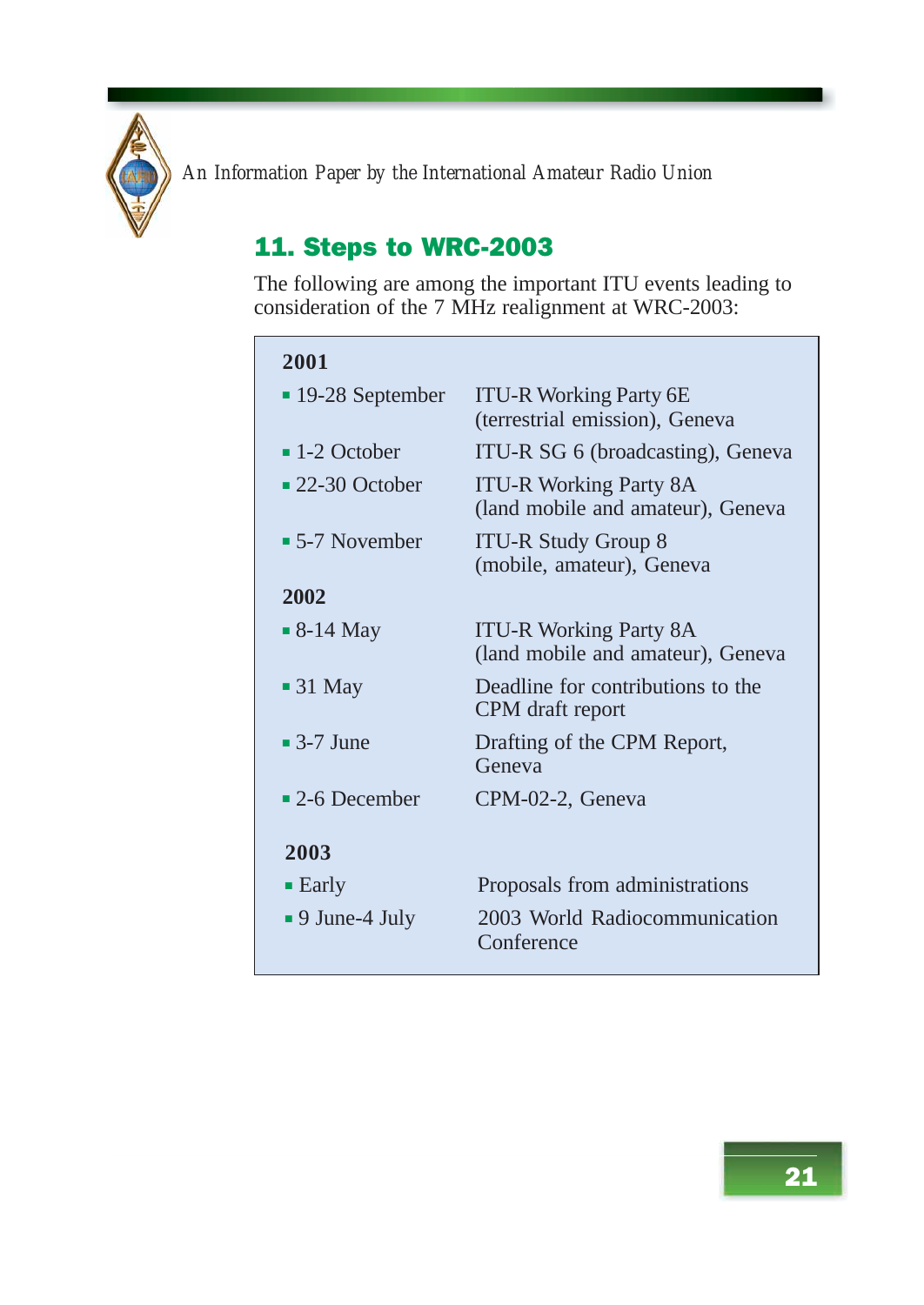## 11. Steps to WRC-2003

The following are among the important ITU events leading to consideration of the 7 MHz realignment at WRC-2003:

**2001**

- 19-28 September — ITU-R Working Party 6E (terrestrial emission), Geneva
- 1-2 October — ITU-R SG 6 (broadcasting), Geneva
- 22-30 October — ITU-R Working Party 8A (land mobile and amateur), Geneva
- 5-7 November — ITU-R Study Group 8 (mobile, amateur), Geneva

**2002**

- 8-14 May — ITU-R Working Party 8A (land mobile and amateur), Geneva
- 31 May — Deadline for contributions to the CPM draft report
- 3-7 June — Drafting of the CPM Report, Geneva
- 2-6 December — CPM-02-2, Geneva

**2003**

- Early — Proposals from administrations
- 9 June-4 July — 2003 World Radiocommunication Conference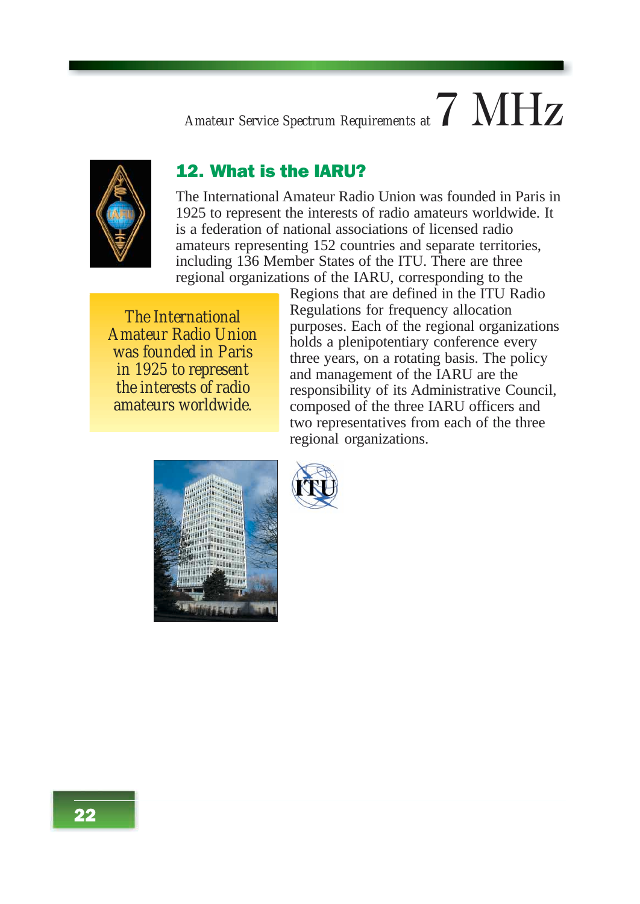## 12. What is the IARU?

The International Amateur Radio Union was founded in Paris in 1925 to represent the interests of radio amateurs worldwide. It is a federation of national associations of licensed radio amateurs representing 152 countries and separate territories, including 136 Member States of the ITU. There are three regional organizations of the IARU, corresponding to the Regions that are defined in the ITU Radio Regulations for frequency allocation purposes. Each of the regional organizations holds a plenipotentiary conference every three years, on a rotating basis. The policy and management of the IARU are the responsibility of its Administrative Council, composed of the three IARU officers and two representatives from each of the three regional organizations.

> The International Amateur Radio Union was founded in Paris in 1925 to represent the interests of radio amateurs worldwide.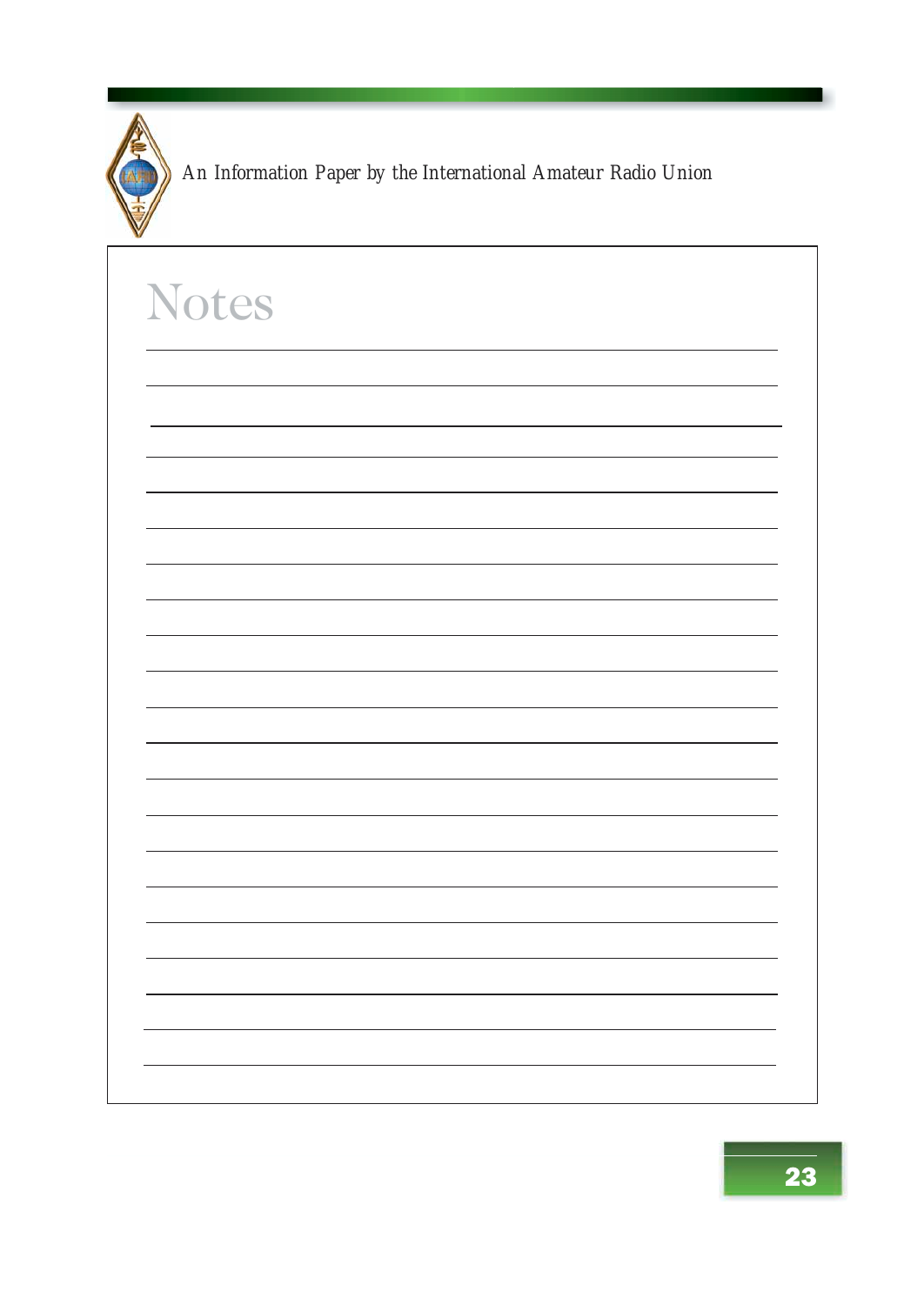# Notes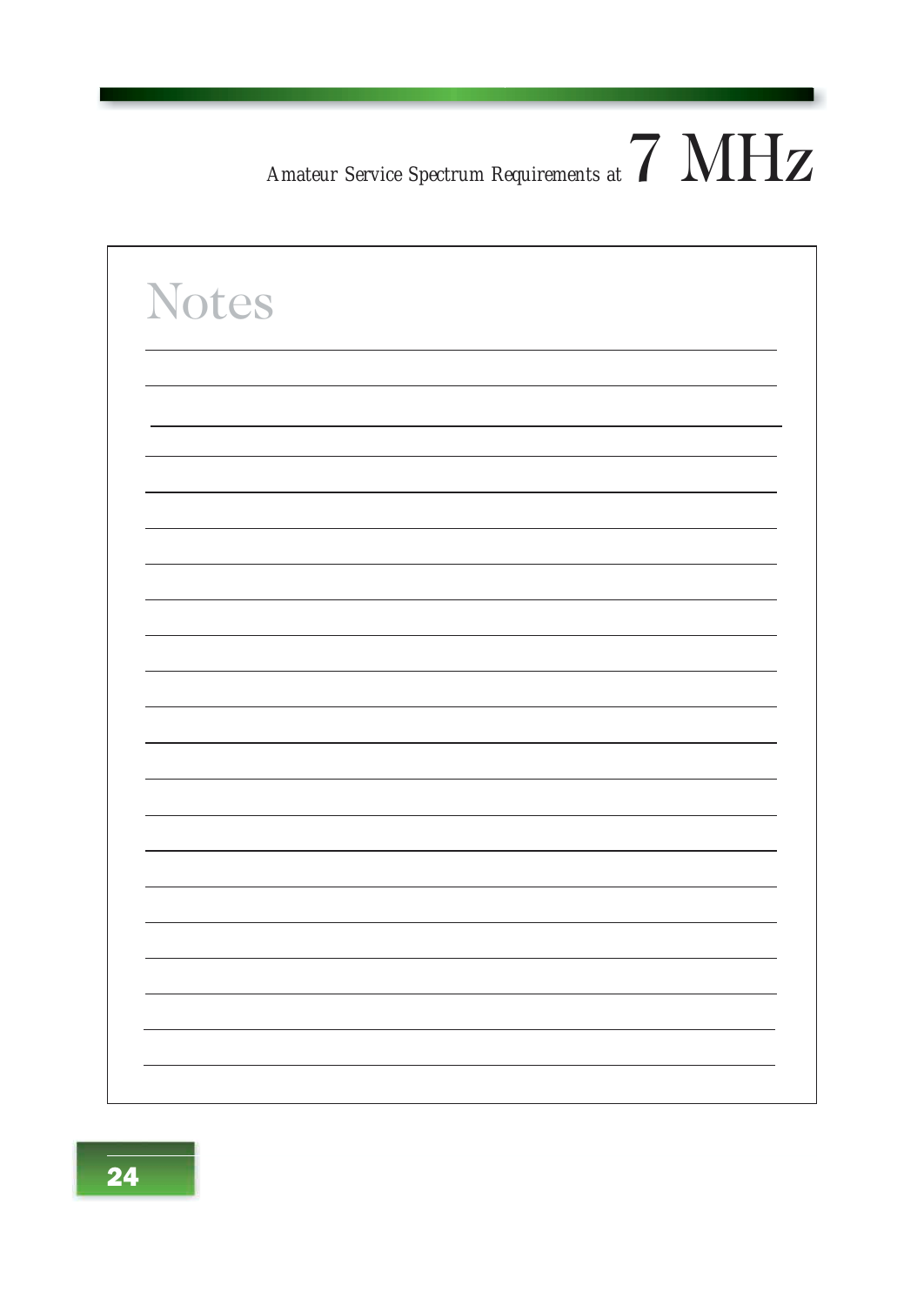# Notes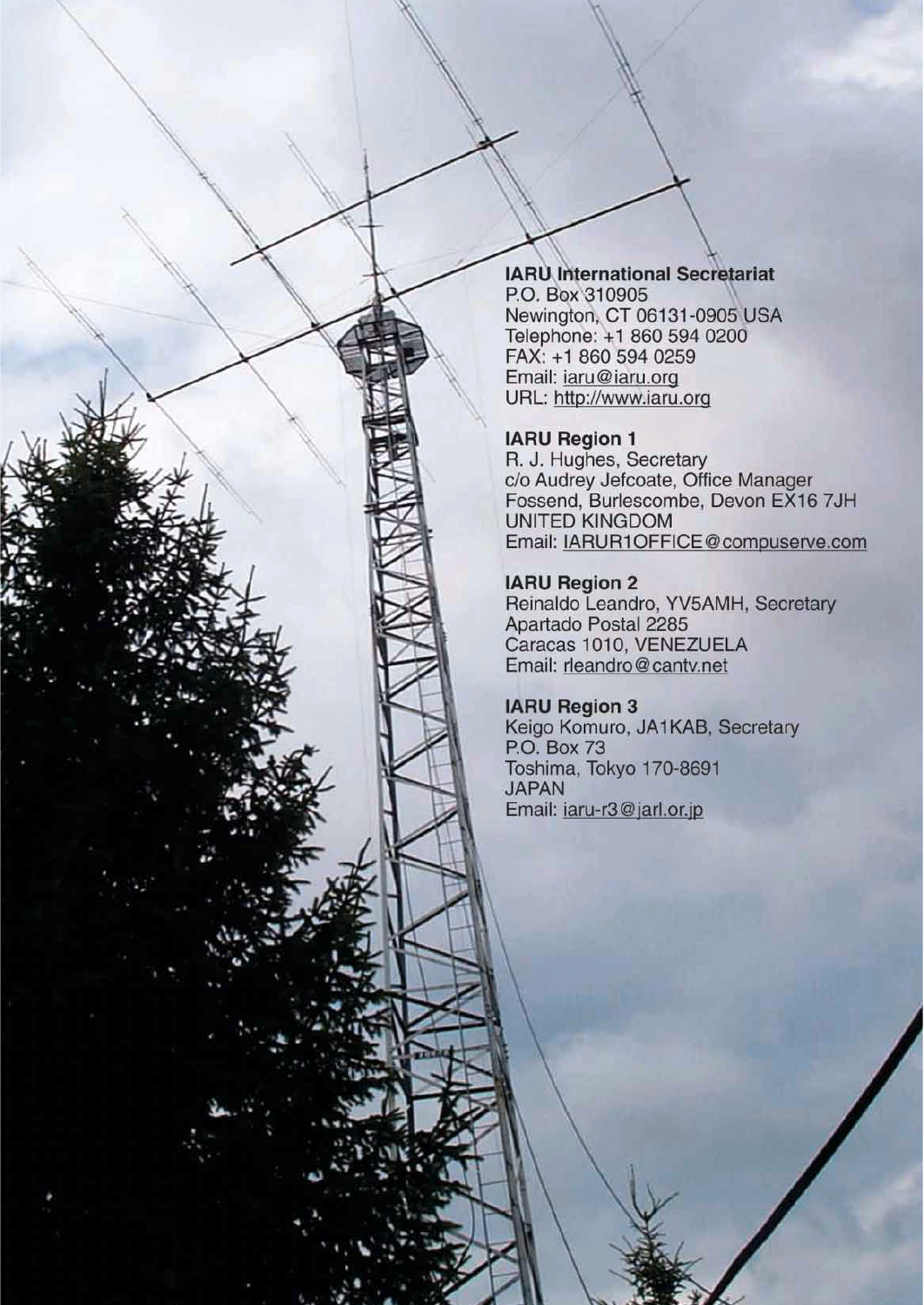**IARU International Secretariat**
P.O. Box 310905
Newington, CT 06131-0905 USA
Telephone: +1 860 594 0200
FAX: +1 860 594 0259
Email: iaru@iaru.org
URL: http://www.iaru.org

**IARU Region 1**
R. J. Hughes, Secretary
c/o Audrey Jefcoate, Office Manager
Fossend, Burlescombe, Devon EX16 7JH
UNITED KINGDOM
Email: IARUR1OFFICE@compuserve.com

**IARU Region 2**
Reinaldo Leandro, YV5AMH, Secretary
Apartado Postal 2285
Caracas 1010, VENEZUELA
Email: rleandro@cantv.net

**IARU Region 3**
Keigo Komuro, JA1KAB, Secretary
P.O. Box 73
Toshima, Tokyo 170-8691
JAPAN
Email: iaru-r3@jarl.or.jp